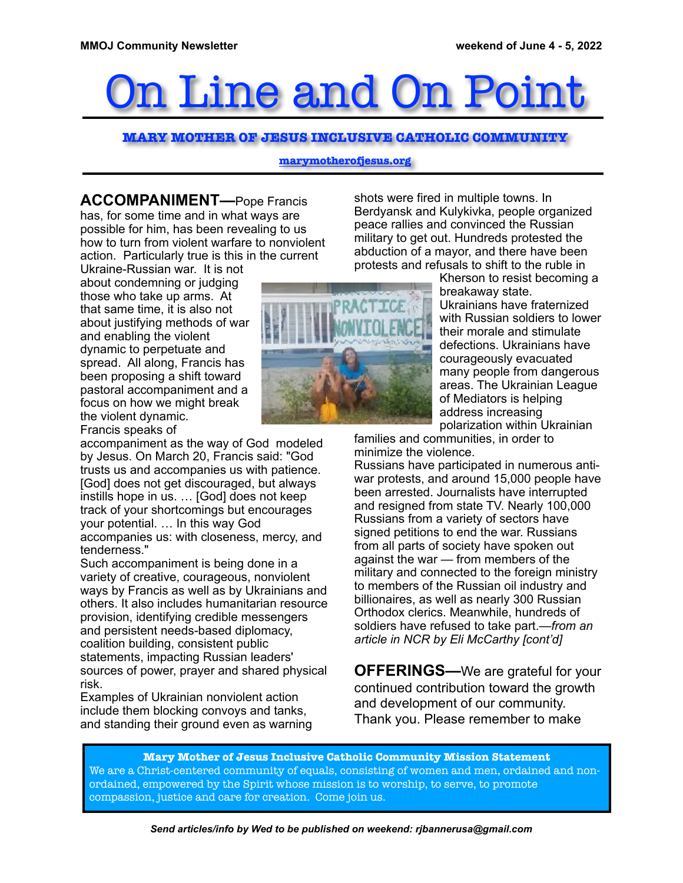MMOJ Community Newsletter — weekend of June 4 - 5, 2022

# On Line and On Point

**MARY MOTHER OF JESUS INCLUSIVE CATHOLIC COMMUNITY**

marymotherofjesus.org

**ACCOMPANIMENT—**Pope Francis has, for some time and in what ways are possible for him, been revealing to us how to turn from violent warfare to nonviolent action. Particularly true is this in the current Ukraine-Russian war. It is not about condemning or judging those who take up arms. At that same time, it is also not about justifying methods of war and enabling the violent dynamic to perpetuate and spread. All along, Francis has been proposing a shift toward pastoral accompaniment and a focus on how we might break the violent dynamic.

Francis speaks of accompaniment as the way of God modeled by Jesus. On March 20, Francis said: "God trusts us and accompanies us with patience. [God] does not get discouraged, but always instills hope in us. … [God] does not keep track of your shortcomings but encourages your potential. … In this way God accompanies us: with closeness, mercy, and tenderness."

Such accompaniment is being done in a variety of creative, courageous, nonviolent ways by Francis as well as by Ukrainians and others. It also includes humanitarian resource provision, identifying credible messengers and persistent needs-based diplomacy, coalition building, consistent public statements, impacting Russian leaders' sources of power, prayer and shared physical risk.

Examples of Ukrainian nonviolent action include them blocking convoys and tanks, and standing their ground even as warning shots were fired in multiple towns. In Berdyansk and Kulykivka, people organized peace rallies and convinced the Russian military to get out. Hundreds protested the abduction of a mayor, and there have been protests and refusals to shift to the ruble in Kherson to resist becoming a breakaway state. Ukrainians have fraternized with Russian soldiers to lower their morale and stimulate defections. Ukrainians have courageously evacuated many people from dangerous areas. The Ukrainian League of Mediators is helping address increasing polarization within Ukrainian families and communities, in order to minimize the violence.

Russians have participated in numerous anti-war protests, and around 15,000 people have been arrested. Journalists have interrupted and resigned from state TV. Nearly 100,000 Russians from a variety of sectors have signed petitions to end the war. Russians from all parts of society have spoken out against the war — from members of the military and connected to the foreign ministry to members of the Russian oil industry and billionaires, as well as nearly 300 Russian Orthodox clerics. Meanwhile, hundreds of soldiers have refused to take part.—*from an article in NCR by Eli McCarthy [cont'd]*

**OFFERINGS—**We are grateful for your continued contribution toward the growth and development of our community. Thank you. Please remember to make

**Mary Mother of Jesus Inclusive Catholic Community Mission Statement**

We are a Christ-centered community of equals, consisting of women and men, ordained and non-ordained, empowered by the Spirit whose mission is to worship, to serve, to promote compassion, justice and care for creation. Come join us.

*Send articles/info by Wed to be published on weekend: rjbannerusa@gmail.com*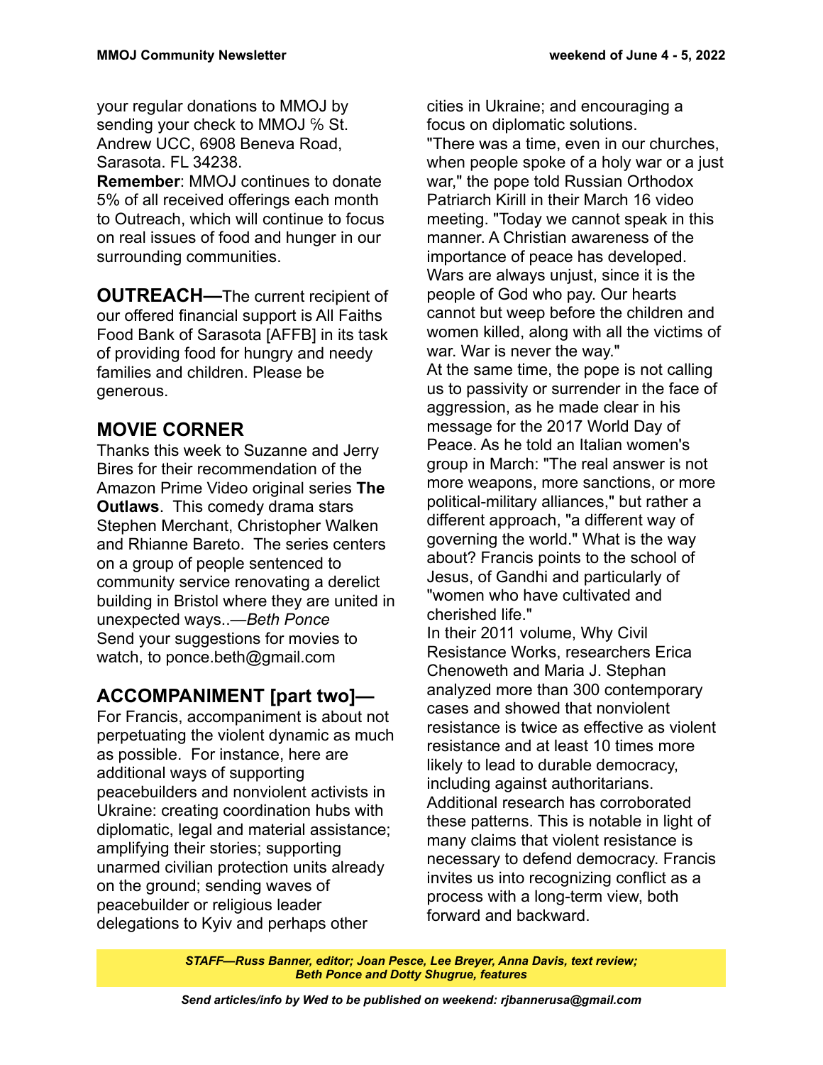your regular donations to MMOJ by sending your check to MMOJ ℅ St. Andrew UCC, 6908 Beneva Road, Sarasota. FL 34238.

**Remember**: MMOJ continues to donate 5% of all received offerings each month to Outreach, which will continue to focus on real issues of food and hunger in our surrounding communities.

**OUTREACH—**The current recipient of our offered financial support is All Faiths Food Bank of Sarasota [AFFB] in its task of providing food for hungry and needy families and children. Please be generous.

## MOVIE CORNER

Thanks this week to Suzanne and Jerry Bires for their recommendation of the Amazon Prime Video original series **The Outlaws**. This comedy drama stars Stephen Merchant, Christopher Walken and Rhianne Bareto. The series centers on a group of people sentenced to community service renovating a derelict building in Bristol where they are united in unexpected ways..—*Beth Ponce*

Send your suggestions for movies to watch, to ponce.beth@gmail.com

## ACCOMPANIMENT [part two]—

For Francis, accompaniment is about not perpetuating the violent dynamic as much as possible. For instance, here are additional ways of supporting peacebuilders and nonviolent activists in Ukraine: creating coordination hubs with diplomatic, legal and material assistance; amplifying their stories; supporting unarmed civilian protection units already on the ground; sending waves of peacebuilder or religious leader delegations to Kyiv and perhaps other cities in Ukraine; and encouraging a focus on diplomatic solutions.

"There was a time, even in our churches, when people spoke of a holy war or a just war," the pope told Russian Orthodox Patriarch Kirill in their March 16 video meeting. "Today we cannot speak in this manner. A Christian awareness of the importance of peace has developed. Wars are always unjust, since it is the people of God who pay. Our hearts cannot but weep before the children and women killed, along with all the victims of war. War is never the way."

At the same time, the pope is not calling us to passivity or surrender in the face of aggression, as he made clear in his message for the 2017 World Day of Peace. As he told an Italian women's group in March: "The real answer is not more weapons, more sanctions, or more political-military alliances," but rather a different approach, "a different way of governing the world." What is the way about? Francis points to the school of Jesus, of Gandhi and particularly of "women who have cultivated and cherished life."

In their 2011 volume, Why Civil Resistance Works, researchers Erica Chenoweth and Maria J. Stephan analyzed more than 300 contemporary cases and showed that nonviolent resistance is twice as effective as violent resistance and at least 10 times more likely to lead to durable democracy, including against authoritarians. Additional research has corroborated these patterns. This is notable in light of many claims that violent resistance is necessary to defend democracy. Francis invites us into recognizing conflict as a process with a long-term view, both forward and backward.

***STAFF—Russ Banner, editor; Joan Pesce, Lee Breyer, Anna Davis, text review; Beth Ponce and Dotty Shugrue, features***

***Send articles/info by Wed to be published on weekend: rjbannerusa@gmail.com***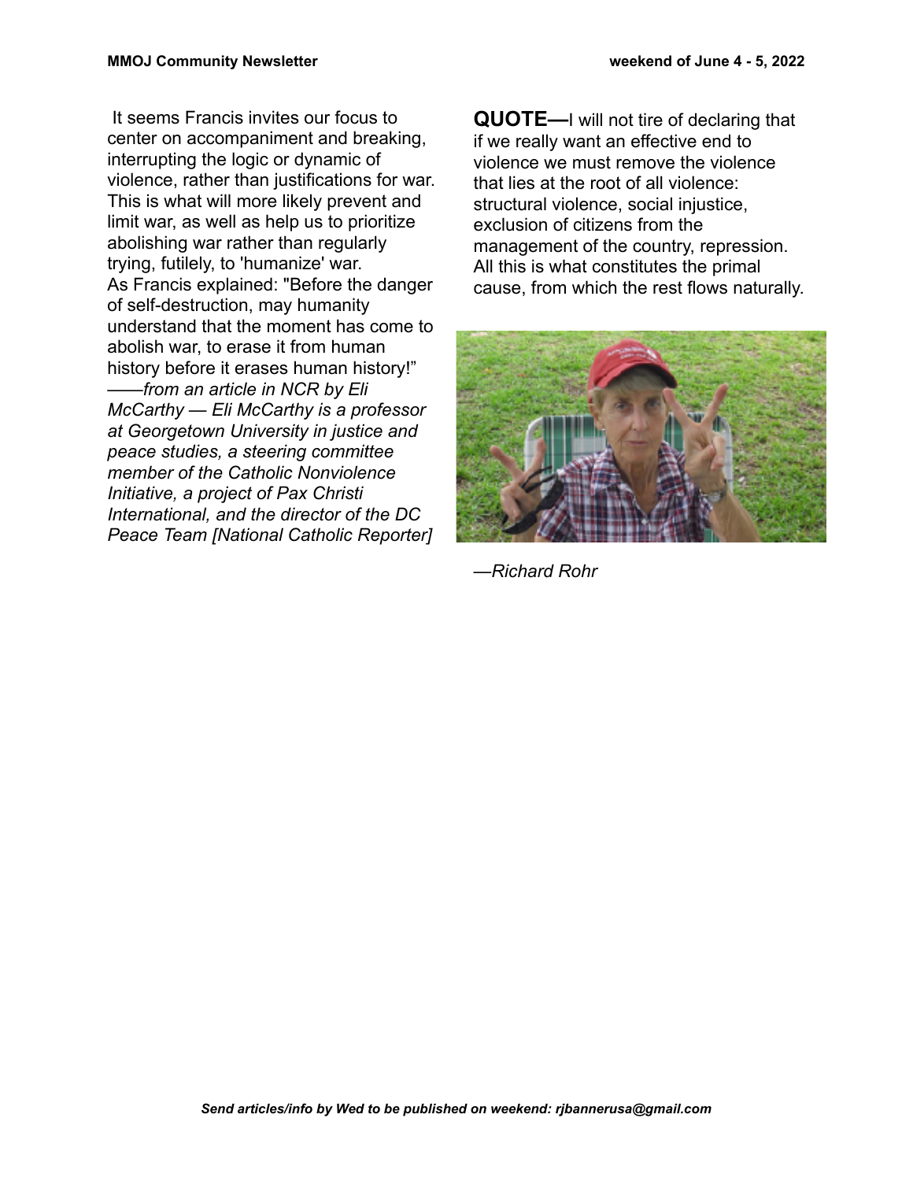It seems Francis invites our focus to center on accompaniment and breaking, interrupting the logic or dynamic of violence, rather than justifications for war. This is what will more likely prevent and limit war, as well as help us to prioritize abolishing war rather than regularly trying, futilely, to 'humanize' war.

As Francis explained: "Before the danger of self-destruction, may humanity understand that the moment has come to abolish war, to erase it from human history before it erases human history!"

——*from an article in NCR by Eli McCarthy — Eli McCarthy is a professor at Georgetown University in justice and peace studies, a steering committee member of the Catholic Nonviolence Initiative, a project of Pax Christi International, and the director of the DC Peace Team [National Catholic Reporter]*

**QUOTE—**I will not tire of declaring that if we really want an effective end to violence we must remove the violence that lies at the root of all violence: structural violence, social injustice, exclusion of citizens from the management of the country, repression. All this is what constitutes the primal cause, from which the rest flows naturally.

*—Richard Rohr*

***Send articles/info by Wed to be published on weekend: rjbannerusa@gmail.com***